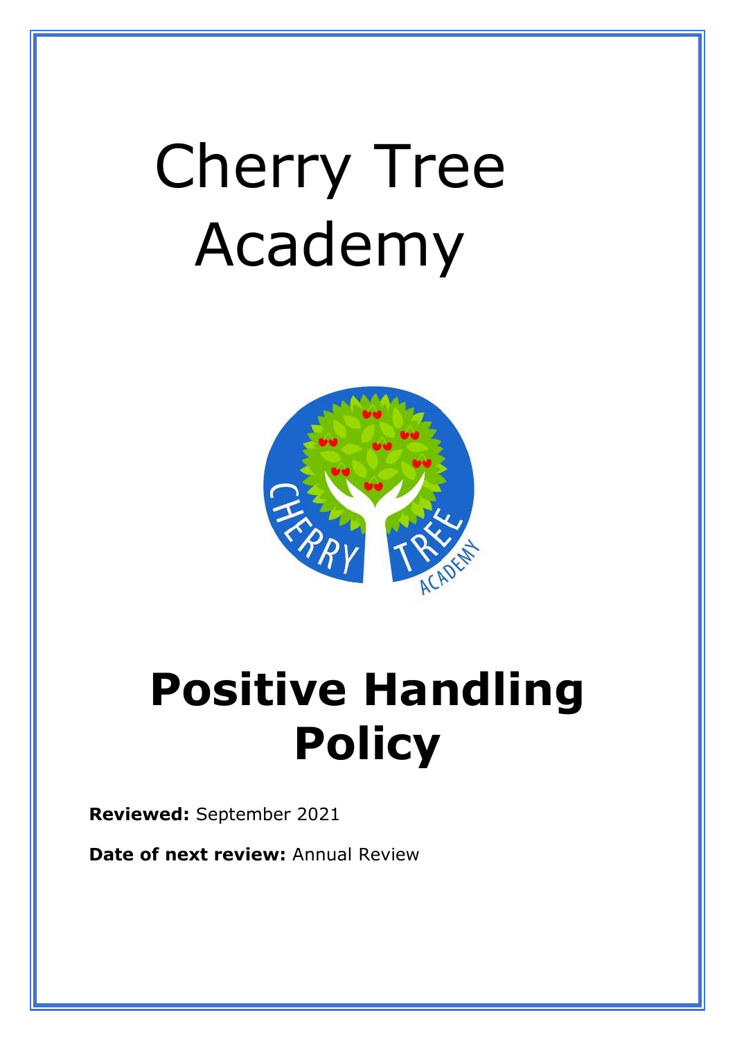# Cherry Tree Academy

# Positive Handling Policy

**Reviewed:** September 2021

**Date of next review:** Annual Review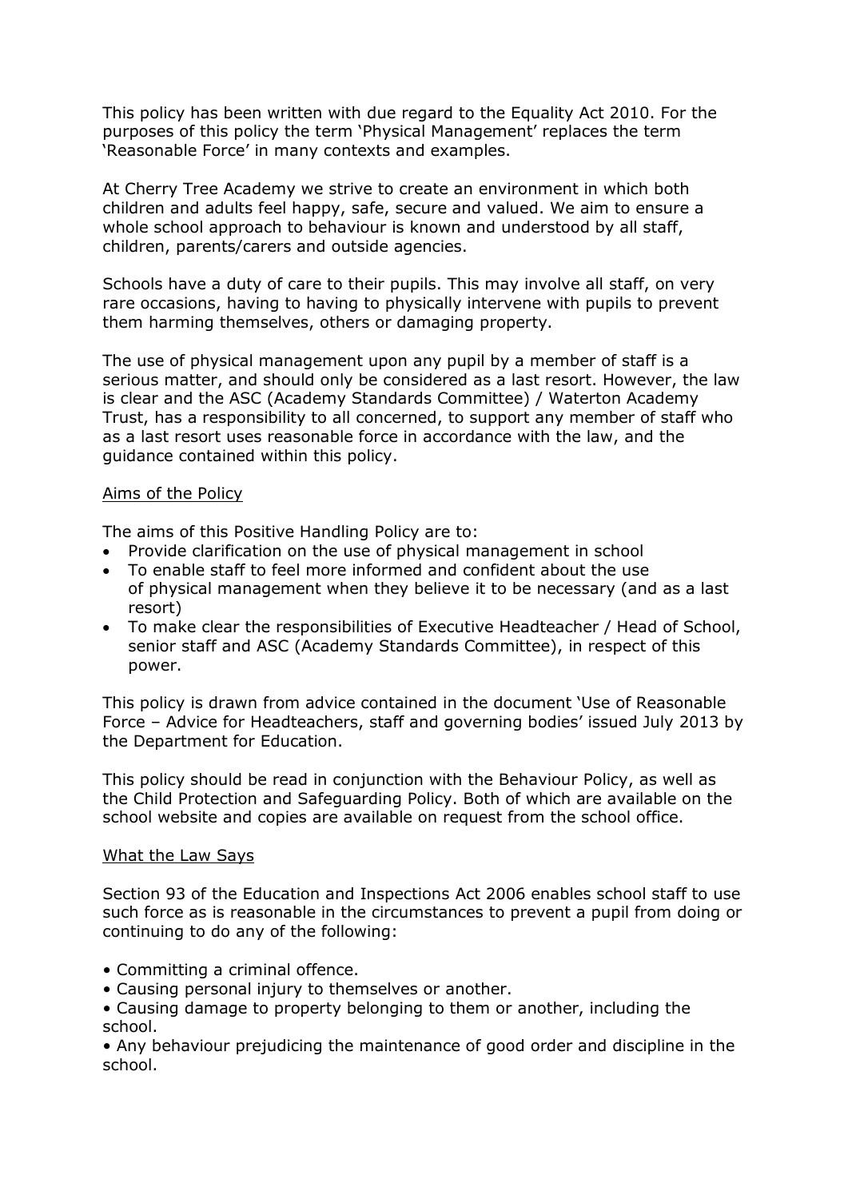This policy has been written with due regard to the Equality Act 2010. For the purposes of this policy the term 'Physical Management' replaces the term 'Reasonable Force' in many contexts and examples.

At Cherry Tree Academy we strive to create an environment in which both children and adults feel happy, safe, secure and valued. We aim to ensure a whole school approach to behaviour is known and understood by all staff, children, parents/carers and outside agencies.

Schools have a duty of care to their pupils. This may involve all staff, on very rare occasions, having to having to physically intervene with pupils to prevent them harming themselves, others or damaging property.

The use of physical management upon any pupil by a member of staff is a serious matter, and should only be considered as a last resort. However, the law is clear and the ASC (Academy Standards Committee) / Waterton Academy Trust, has a responsibility to all concerned, to support any member of staff who as a last resort uses reasonable force in accordance with the law, and the guidance contained within this policy.

## Aims of the Policy

The aims of this Positive Handling Policy are to:

- Provide clarification on the use of physical management in school
- To enable staff to feel more informed and confident about the use of physical management when they believe it to be necessary (and as a last resort)
- To make clear the responsibilities of Executive Headteacher / Head of School, senior staff and ASC (Academy Standards Committee), in respect of this power.

This policy is drawn from advice contained in the document 'Use of Reasonable Force – Advice for Headteachers, staff and governing bodies' issued July 2013 by the Department for Education.

This policy should be read in conjunction with the Behaviour Policy, as well as the Child Protection and Safeguarding Policy. Both of which are available on the school website and copies are available on request from the school office.

## What the Law Says

Section 93 of the Education and Inspections Act 2006 enables school staff to use such force as is reasonable in the circumstances to prevent a pupil from doing or continuing to do any of the following:

- Committing a criminal offence.
- Causing personal injury to themselves or another.
- Causing damage to property belonging to them or another, including the school.
- Any behaviour prejudicing the maintenance of good order and discipline in the school.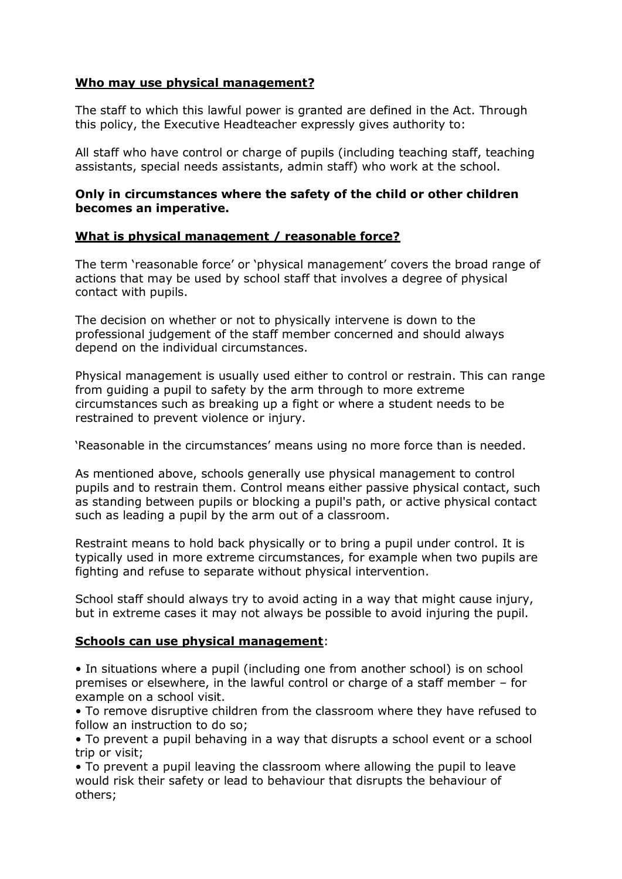**Who may use physical management?**

The staff to which this lawful power is granted are defined in the Act. Through this policy, the Executive Headteacher expressly gives authority to:

All staff who have control or charge of pupils (including teaching staff, teaching assistants, special needs assistants, admin staff) who work at the school.

**Only in circumstances where the safety of the child or other children becomes an imperative.**

**What is physical management / reasonable force?**

The term 'reasonable force' or 'physical management' covers the broad range of actions that may be used by school staff that involves a degree of physical contact with pupils.

The decision on whether or not to physically intervene is down to the professional judgement of the staff member concerned and should always depend on the individual circumstances.

Physical management is usually used either to control or restrain. This can range from guiding a pupil to safety by the arm through to more extreme circumstances such as breaking up a fight or where a student needs to be restrained to prevent violence or injury.

'Reasonable in the circumstances' means using no more force than is needed.

As mentioned above, schools generally use physical management to control pupils and to restrain them. Control means either passive physical contact, such as standing between pupils or blocking a pupil's path, or active physical contact such as leading a pupil by the arm out of a classroom.

Restraint means to hold back physically or to bring a pupil under control. It is typically used in more extreme circumstances, for example when two pupils are fighting and refuse to separate without physical intervention.

School staff should always try to avoid acting in a way that might cause injury, but in extreme cases it may not always be possible to avoid injuring the pupil.

**Schools can use physical management**:

- In situations where a pupil (including one from another school) is on school premises or elsewhere, in the lawful control or charge of a staff member – for example on a school visit.
- To remove disruptive children from the classroom where they have refused to follow an instruction to do so;
- To prevent a pupil behaving in a way that disrupts a school event or a school trip or visit;
- To prevent a pupil leaving the classroom where allowing the pupil to leave would risk their safety or lead to behaviour that disrupts the behaviour of others;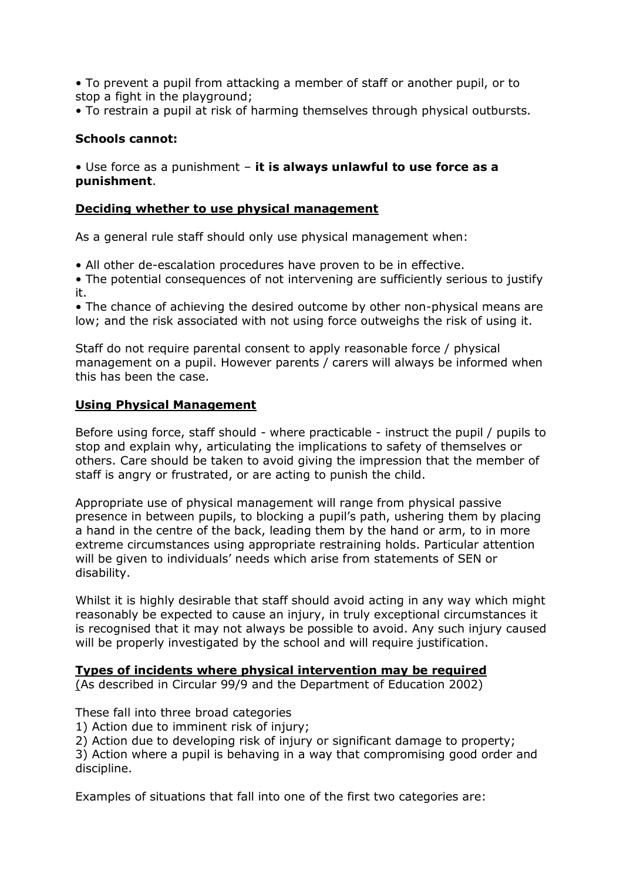• To prevent a pupil from attacking a member of staff or another pupil, or to stop a fight in the playground;
• To restrain a pupil at risk of harming themselves through physical outbursts.

**Schools cannot:**

• Use force as a punishment – **it is always unlawful to use force as a punishment**.

**Deciding whether to use physical management**

As a general rule staff should only use physical management when:

• All other de-escalation procedures have proven to be in effective.
• The potential consequences of not intervening are sufficiently serious to justify it.
• The chance of achieving the desired outcome by other non-physical means are low; and the risk associated with not using force outweighs the risk of using it.

Staff do not require parental consent to apply reasonable force / physical management on a pupil. However parents / carers will always be informed when this has been the case.

**Using Physical Management**

Before using force, staff should - where practicable - instruct the pupil / pupils to stop and explain why, articulating the implications to safety of themselves or others. Care should be taken to avoid giving the impression that the member of staff is angry or frustrated, or are acting to punish the child.

Appropriate use of physical management will range from physical passive presence in between pupils, to blocking a pupil's path, ushering them by placing a hand in the centre of the back, leading them by the hand or arm, to in more extreme circumstances using appropriate restraining holds. Particular attention will be given to individuals' needs which arise from statements of SEN or disability.

Whilst it is highly desirable that staff should avoid acting in any way which might reasonably be expected to cause an injury, in truly exceptional circumstances it is recognised that it may not always be possible to avoid. Any such injury caused will be properly investigated by the school and will require justification.

**Types of incidents where physical intervention may be required**
(As described in Circular 99/9 and the Department of Education 2002)

These fall into three broad categories
1) Action due to imminent risk of injury;
2) Action due to developing risk of injury or significant damage to property;
3) Action where a pupil is behaving in a way that compromising good order and discipline.

Examples of situations that fall into one of the first two categories are: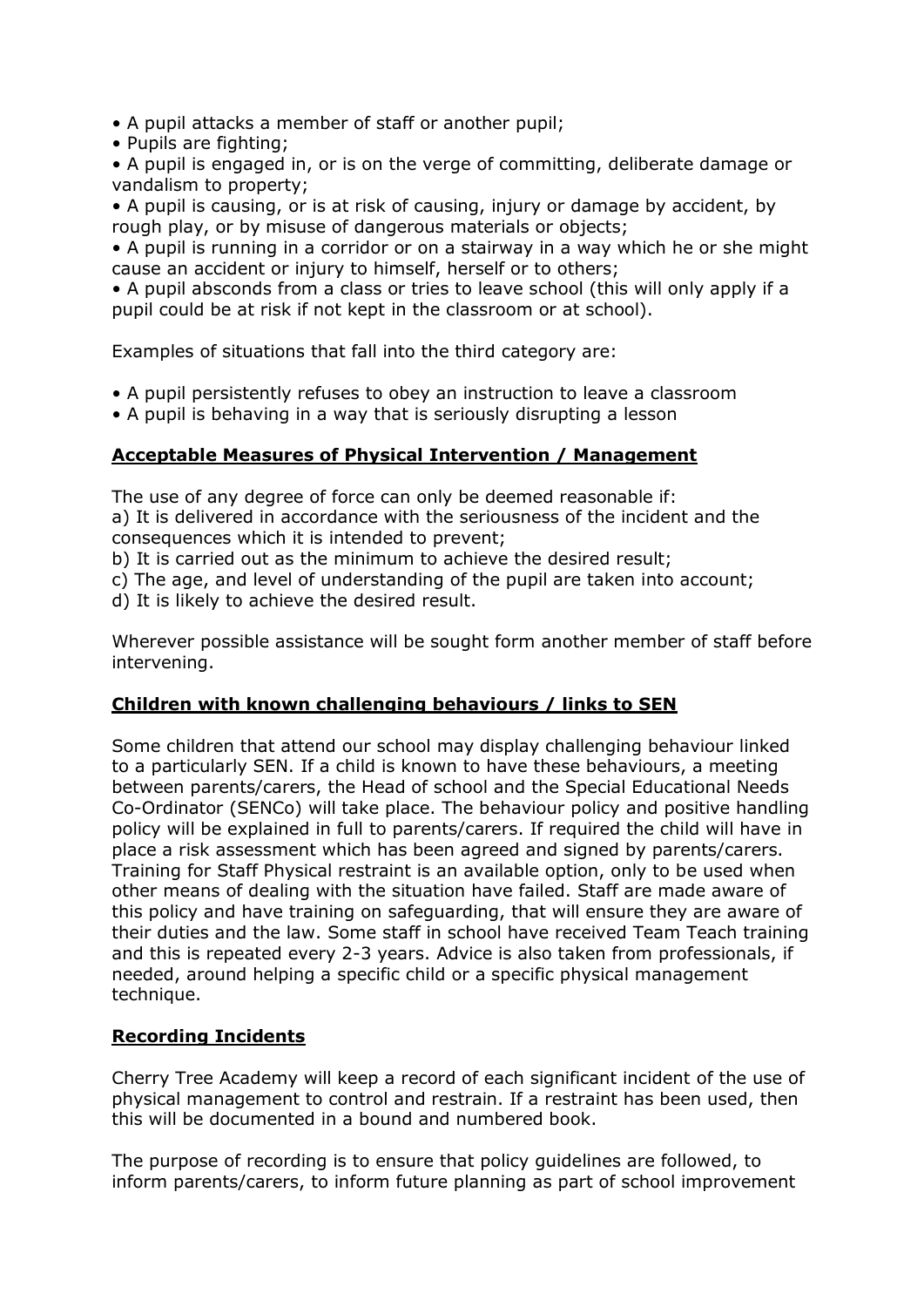- A pupil attacks a member of staff or another pupil;
- Pupils are fighting;
- A pupil is engaged in, or is on the verge of committing, deliberate damage or vandalism to property;
- A pupil is causing, or is at risk of causing, injury or damage by accident, by rough play, or by misuse of dangerous materials or objects;
- A pupil is running in a corridor or on a stairway in a way which he or she might cause an accident or injury to himself, herself or to others;
- A pupil absconds from a class or tries to leave school (this will only apply if a pupil could be at risk if not kept in the classroom or at school).

Examples of situations that fall into the third category are:

- A pupil persistently refuses to obey an instruction to leave a classroom
- A pupil is behaving in a way that is seriously disrupting a lesson

## Acceptable Measures of Physical Intervention / Management

The use of any degree of force can only be deemed reasonable if:
a) It is delivered in accordance with the seriousness of the incident and the consequences which it is intended to prevent;
b) It is carried out as the minimum to achieve the desired result;
c) The age, and level of understanding of the pupil are taken into account;
d) It is likely to achieve the desired result.

Wherever possible assistance will be sought form another member of staff before intervening.

## Children with known challenging behaviours / links to SEN

Some children that attend our school may display challenging behaviour linked to a particularly SEN. If a child is known to have these behaviours, a meeting between parents/carers, the Head of school and the Special Educational Needs Co-Ordinator (SENCo) will take place. The behaviour policy and positive handling policy will be explained in full to parents/carers. If required the child will have in place a risk assessment which has been agreed and signed by parents/carers. Training for Staff Physical restraint is an available option, only to be used when other means of dealing with the situation have failed. Staff are made aware of this policy and have training on safeguarding, that will ensure they are aware of their duties and the law. Some staff in school have received Team Teach training and this is repeated every 2-3 years. Advice is also taken from professionals, if needed, around helping a specific child or a specific physical management technique.

## Recording Incidents

Cherry Tree Academy will keep a record of each significant incident of the use of physical management to control and restrain. If a restraint has been used, then this will be documented in a bound and numbered book.

The purpose of recording is to ensure that policy guidelines are followed, to inform parents/carers, to inform future planning as part of school improvement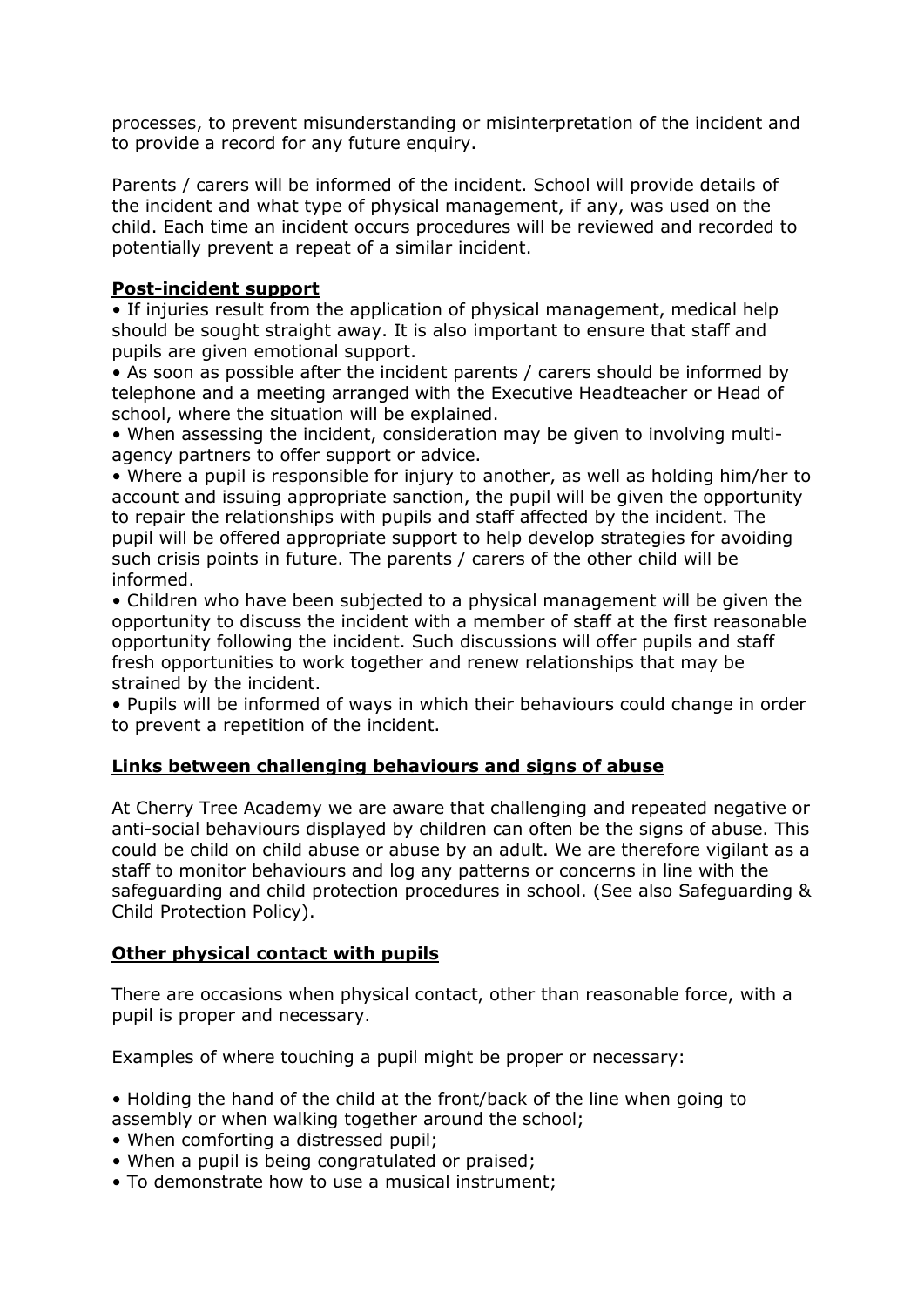processes, to prevent misunderstanding or misinterpretation of the incident and to provide a record for any future enquiry.

Parents / carers will be informed of the incident. School will provide details of the incident and what type of physical management, if any, was used on the child. Each time an incident occurs procedures will be reviewed and recorded to potentially prevent a repeat of a similar incident.

**Post-incident support**

- If injuries result from the application of physical management, medical help should be sought straight away. It is also important to ensure that staff and pupils are given emotional support.
- As soon as possible after the incident parents / carers should be informed by telephone and a meeting arranged with the Executive Headteacher or Head of school, where the situation will be explained.
- When assessing the incident, consideration may be given to involving multi-agency partners to offer support or advice.
- Where a pupil is responsible for injury to another, as well as holding him/her to account and issuing appropriate sanction, the pupil will be given the opportunity to repair the relationships with pupils and staff affected by the incident. The pupil will be offered appropriate support to help develop strategies for avoiding such crisis points in future. The parents / carers of the other child will be informed.
- Children who have been subjected to a physical management will be given the opportunity to discuss the incident with a member of staff at the first reasonable opportunity following the incident. Such discussions will offer pupils and staff fresh opportunities to work together and renew relationships that may be strained by the incident.
- Pupils will be informed of ways in which their behaviours could change in order to prevent a repetition of the incident.

**Links between challenging behaviours and signs of abuse**

At Cherry Tree Academy we are aware that challenging and repeated negative or anti-social behaviours displayed by children can often be the signs of abuse. This could be child on child abuse or abuse by an adult. We are therefore vigilant as a staff to monitor behaviours and log any patterns or concerns in line with the safeguarding and child protection procedures in school. (See also Safeguarding & Child Protection Policy).

**Other physical contact with pupils**

There are occasions when physical contact, other than reasonable force, with a pupil is proper and necessary.

Examples of where touching a pupil might be proper or necessary:

- Holding the hand of the child at the front/back of the line when going to assembly or when walking together around the school;
- When comforting a distressed pupil;
- When a pupil is being congratulated or praised;
- To demonstrate how to use a musical instrument;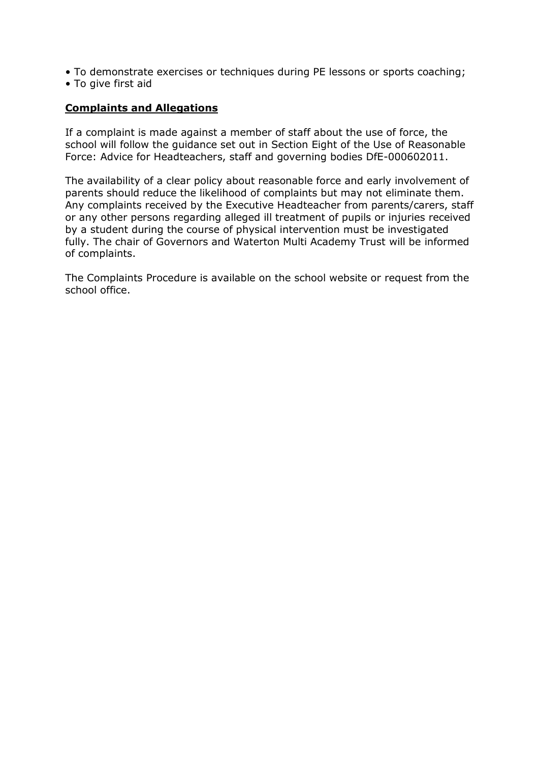- To demonstrate exercises or techniques during PE lessons or sports coaching;
- To give first aid

## Complaints and Allegations

If a complaint is made against a member of staff about the use of force, the school will follow the guidance set out in Section Eight of the Use of Reasonable Force: Advice for Headteachers, staff and governing bodies DfE-000602011.

The availability of a clear policy about reasonable force and early involvement of parents should reduce the likelihood of complaints but may not eliminate them. Any complaints received by the Executive Headteacher from parents/carers, staff or any other persons regarding alleged ill treatment of pupils or injuries received by a student during the course of physical intervention must be investigated fully. The chair of Governors and Waterton Multi Academy Trust will be informed of complaints.

The Complaints Procedure is available on the school website or request from the school office.